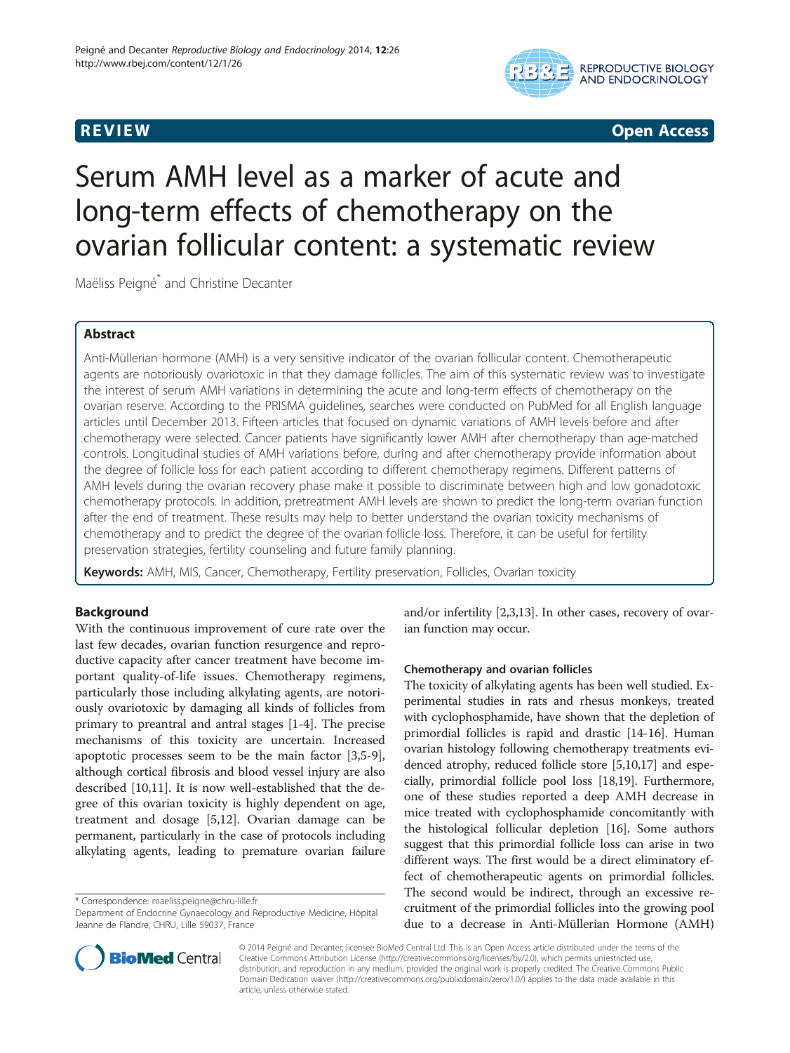**REVIEW** **Open Access**

# Serum AMH level as a marker of acute and long-term effects of chemotherapy on the ovarian follicular content: a systematic review

Maëliss Peigné* and Christine Decanter

## Abstract

Anti-Müllerian hormone (AMH) is a very sensitive indicator of the ovarian follicular content. Chemotherapeutic agents are notoriously ovariotoxic in that they damage follicles. The aim of this systematic review was to investigate the interest of serum AMH variations in determining the acute and long-term effects of chemotherapy on the ovarian reserve. According to the PRISMA guidelines, searches were conducted on PubMed for all English language articles until December 2013. Fifteen articles that focused on dynamic variations of AMH levels before and after chemotherapy were selected. Cancer patients have significantly lower AMH after chemotherapy than age-matched controls. Longitudinal studies of AMH variations before, during and after chemotherapy provide information about the degree of follicle loss for each patient according to different chemotherapy regimens. Different patterns of AMH levels during the ovarian recovery phase make it possible to discriminate between high and low gonadotoxic chemotherapy protocols. In addition, pretreatment AMH levels are shown to predict the long-term ovarian function after the end of treatment. These results may help to better understand the ovarian toxicity mechanisms of chemotherapy and to predict the degree of the ovarian follicle loss. Therefore, it can be useful for fertility preservation strategies, fertility counseling and future family planning.

**Keywords:** AMH, MIS, Cancer, Chemotherapy, Fertility preservation, Follicles, Ovarian toxicity

## Background

With the continuous improvement of cure rate over the last few decades, ovarian function resurgence and reproductive capacity after cancer treatment have become important quality-of-life issues. Chemotherapy regimens, particularly those including alkylating agents, are notoriously ovariotoxic by damaging all kinds of follicles from primary to preantral and antral stages [1-4]. The precise mechanisms of this toxicity are uncertain. Increased apoptotic processes seem to be the main factor [3,5-9], although cortical fibrosis and blood vessel injury are also described [10,11]. It is now well-established that the degree of this ovarian toxicity is highly dependent on age, treatment and dosage [5,12]. Ovarian damage can be permanent, particularly in the case of protocols including alkylating agents, leading to premature ovarian failure and/or infertility [2,3,13]. In other cases, recovery of ovarian function may occur.

### Chemotherapy and ovarian follicles

The toxicity of alkylating agents has been well studied. Experimental studies in rats and rhesus monkeys, treated with cyclophosphamide, have shown that the depletion of primordial follicles is rapid and drastic [14-16]. Human ovarian histology following chemotherapy treatments evidenced atrophy, reduced follicle store [5,10,17] and especially, primordial follicle pool loss [18,19]. Furthermore, one of these studies reported a deep AMH decrease in mice treated with cyclophosphamide concomitantly with the histological follicular depletion [16]. Some authors suggest that this primordial follicle loss can arise in two different ways. The first would be a direct eliminatory effect of chemotherapeutic agents on primordial follicles. The second would be indirect, through an excessive recruitment of the primordial follicles into the growing pool due to a decrease in Anti-Müllerian Hormone (AMH)

\* Correspondence: maeliss.peigne@chru-lille.fr
Department of Endocrine Gynaecology and Reproductive Medicine, Hôpital Jeanne de Flandre, CHRU, Lille 59037, France

© 2014 Peigné and Decanter; licensee BioMed Central Ltd. This is an Open Access article distributed under the terms of the Creative Commons Attribution License (http://creativecommons.org/licenses/by/2.0), which permits unrestricted use, distribution, and reproduction in any medium, provided the original work is properly credited. The Creative Commons Public Domain Dedication waiver (http://creativecommons.org/publicdomain/zero/1.0/) applies to the data made available in this article, unless otherwise stated.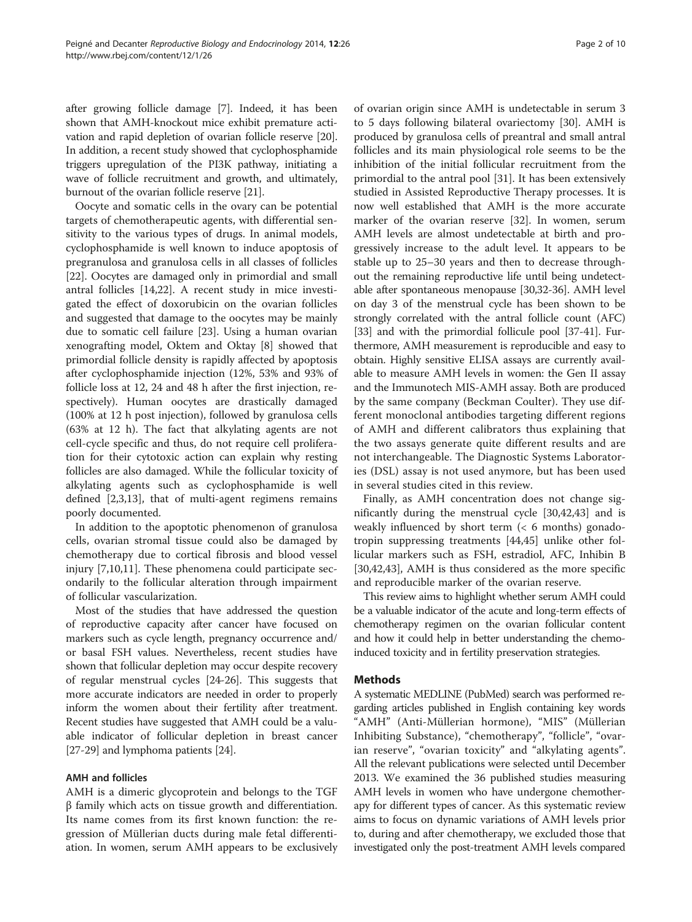after growing follicle damage [7]. Indeed, it has been shown that AMH-knockout mice exhibit premature activation and rapid depletion of ovarian follicle reserve [20]. In addition, a recent study showed that cyclophosphamide triggers upregulation of the PI3K pathway, initiating a wave of follicle recruitment and growth, and ultimately, burnout of the ovarian follicle reserve [21].

Oocyte and somatic cells in the ovary can be potential targets of chemotherapeutic agents, with differential sensitivity to the various types of drugs. In animal models, cyclophosphamide is well known to induce apoptosis of pregranulosa and granulosa cells in all classes of follicles [22]. Oocytes are damaged only in primordial and small antral follicles [14,22]. A recent study in mice investigated the effect of doxorubicin on the ovarian follicles and suggested that damage to the oocytes may be mainly due to somatic cell failure [23]. Using a human ovarian xenografting model, Oktem and Oktay [8] showed that primordial follicle density is rapidly affected by apoptosis after cyclophosphamide injection (12%, 53% and 93% of follicle loss at 12, 24 and 48 h after the first injection, respectively). Human oocytes are drastically damaged (100% at 12 h post injection), followed by granulosa cells (63% at 12 h). The fact that alkylating agents are not cell-cycle specific and thus, do not require cell proliferation for their cytotoxic action can explain why resting follicles are also damaged. While the follicular toxicity of alkylating agents such as cyclophosphamide is well defined [2,3,13], that of multi-agent regimens remains poorly documented.

In addition to the apoptotic phenomenon of granulosa cells, ovarian stromal tissue could also be damaged by chemotherapy due to cortical fibrosis and blood vessel injury [7,10,11]. These phenomena could participate secondarily to the follicular alteration through impairment of follicular vascularization.

Most of the studies that have addressed the question of reproductive capacity after cancer have focused on markers such as cycle length, pregnancy occurrence and/or basal FSH values. Nevertheless, recent studies have shown that follicular depletion may occur despite recovery of regular menstrual cycles [24-26]. This suggests that more accurate indicators are needed in order to properly inform the women about their fertility after treatment. Recent studies have suggested that AMH could be a valuable indicator of follicular depletion in breast cancer [27-29] and lymphoma patients [24].

### AMH and follicles

AMH is a dimeric glycoprotein and belongs to the TGF β family which acts on tissue growth and differentiation. Its name comes from its first known function: the regression of Müllerian ducts during male fetal differentiation. In women, serum AMH appears to be exclusively of ovarian origin since AMH is undetectable in serum 3 to 5 days following bilateral ovariectomy [30]. AMH is produced by granulosa cells of preantral and small antral follicles and its main physiological role seems to be the inhibition of the initial follicular recruitment from the primordial to the antral pool [31]. It has been extensively studied in Assisted Reproductive Therapy processes. It is now well established that AMH is the more accurate marker of the ovarian reserve [32]. In women, serum AMH levels are almost undetectable at birth and progressively increase to the adult level. It appears to be stable up to 25–30 years and then to decrease throughout the remaining reproductive life until being undetectable after spontaneous menopause [30,32-36]. AMH level on day 3 of the menstrual cycle has been shown to be strongly correlated with the antral follicle count (AFC) [33] and with the primordial follicle pool [37-41]. Furthermore, AMH measurement is reproducible and easy to obtain. Highly sensitive ELISA assays are currently available to measure AMH levels in women: the Gen II assay and the Immunotech MIS-AMH assay. Both are produced by the same company (Beckman Coulter). They use different monoclonal antibodies targeting different regions of AMH and different calibrators thus explaining that the two assays generate quite different results and are not interchangeable. The Diagnostic Systems Laboratories (DSL) assay is not used anymore, but has been used in several studies cited in this review.

Finally, as AMH concentration does not change significantly during the menstrual cycle [30,42,43] and is weakly influenced by short term (< 6 months) gonadotropin suppressing treatments [44,45] unlike other follicular markers such as FSH, estradiol, AFC, Inhibin B [30,42,43], AMH is thus considered as the more specific and reproducible marker of the ovarian reserve.

This review aims to highlight whether serum AMH could be a valuable indicator of the acute and long-term effects of chemotherapy regimen on the ovarian follicular content and how it could help in better understanding the chemo-induced toxicity and in fertility preservation strategies.

## Methods

A systematic MEDLINE (PubMed) search was performed regarding articles published in English containing key words "AMH" (Anti-Müllerian hormone), "MIS" (Müllerian Inhibiting Substance), "chemotherapy", "follicle", "ovarian reserve", "ovarian toxicity" and "alkylating agents". All the relevant publications were selected until December 2013. We examined the 36 published studies measuring AMH levels in women who have undergone chemotherapy for different types of cancer. As this systematic review aims to focus on dynamic variations of AMH levels prior to, during and after chemotherapy, we excluded those that investigated only the post-treatment AMH levels compared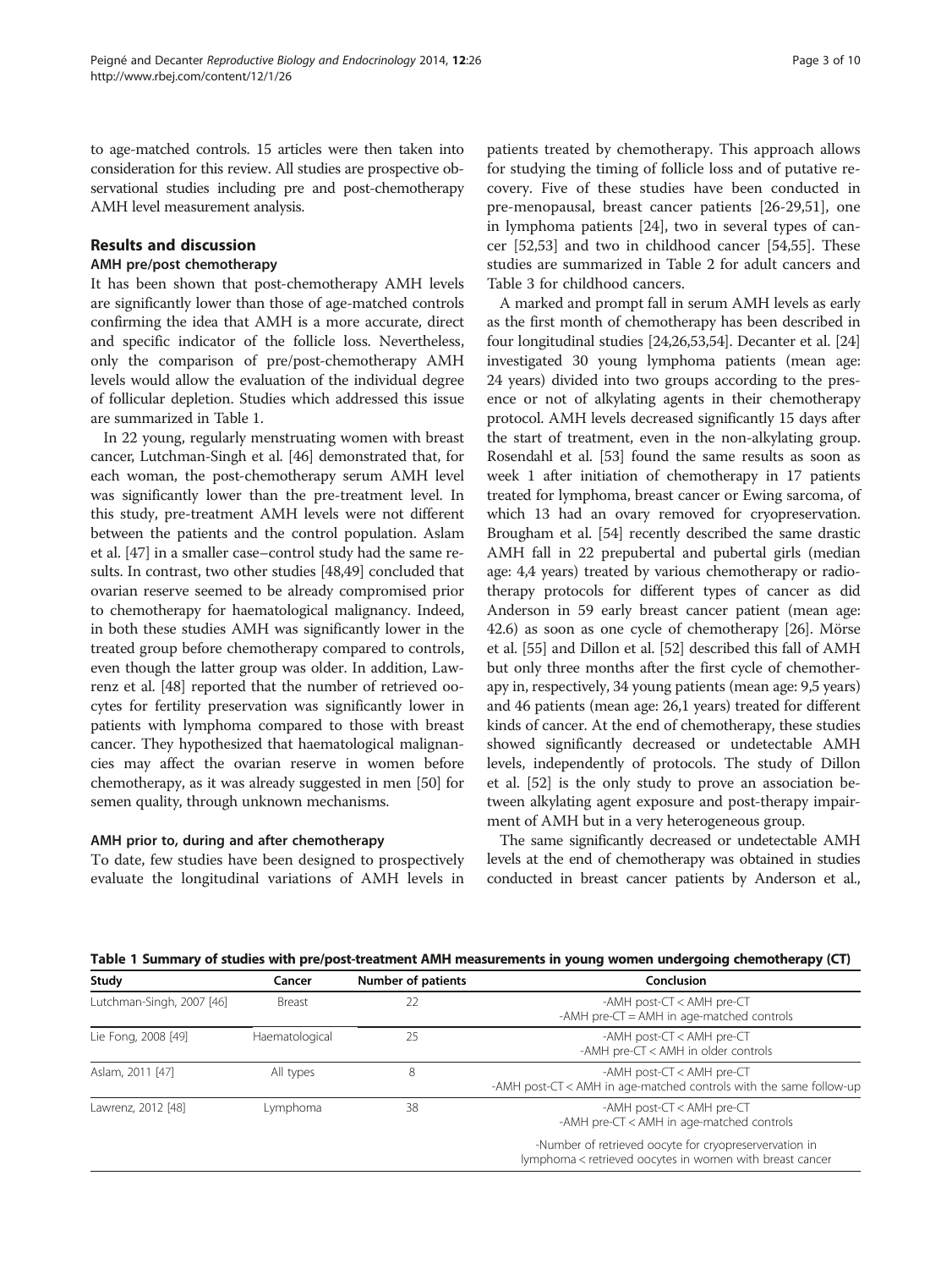to age-matched controls. 15 articles were then taken into consideration for this review. All studies are prospective observational studies including pre and post-chemotherapy AMH level measurement analysis.

## Results and discussion

### AMH pre/post chemotherapy

It has been shown that post-chemotherapy AMH levels are significantly lower than those of age-matched controls confirming the idea that AMH is a more accurate, direct and specific indicator of the follicle loss. Nevertheless, only the comparison of pre/post-chemotherapy AMH levels would allow the evaluation of the individual degree of follicular depletion. Studies which addressed this issue are summarized in Table 1.

In 22 young, regularly menstruating women with breast cancer, Lutchman-Singh et al. [46] demonstrated that, for each woman, the post-chemotherapy serum AMH level was significantly lower than the pre-treatment level. In this study, pre-treatment AMH levels were not different between the patients and the control population. Aslam et al. [47] in a smaller case–control study had the same results. In contrast, two other studies [48,49] concluded that ovarian reserve seemed to be already compromised prior to chemotherapy for haematological malignancy. Indeed, in both these studies AMH was significantly lower in the treated group before chemotherapy compared to controls, even though the latter group was older. In addition, Lawrenz et al. [48] reported that the number of retrieved oocytes for fertility preservation was significantly lower in patients with lymphoma compared to those with breast cancer. They hypothesized that haematological malignancies may affect the ovarian reserve in women before chemotherapy, as it was already suggested in men [50] for semen quality, through unknown mechanisms.

### AMH prior to, during and after chemotherapy

To date, few studies have been designed to prospectively evaluate the longitudinal variations of AMH levels in patients treated by chemotherapy. This approach allows for studying the timing of follicle loss and of putative recovery. Five of these studies have been conducted in pre-menopausal, breast cancer patients [26-29,51], one in lymphoma patients [24], two in several types of cancer [52,53] and two in childhood cancer [54,55]. These studies are summarized in Table 2 for adult cancers and Table 3 for childhood cancers.

A marked and prompt fall in serum AMH levels as early as the first month of chemotherapy has been described in four longitudinal studies [24,26,53,54]. Decanter et al. [24] investigated 30 young lymphoma patients (mean age: 24 years) divided into two groups according to the presence or not of alkylating agents in their chemotherapy protocol. AMH levels decreased significantly 15 days after the start of treatment, even in the non-alkylating group. Rosendahl et al. [53] found the same results as soon as week 1 after initiation of chemotherapy in 17 patients treated for lymphoma, breast cancer or Ewing sarcoma, of which 13 had an ovary removed for cryopreservation. Brougham et al. [54] recently described the same drastic AMH fall in 22 prepubertal and pubertal girls (median age: 4,4 years) treated by various chemotherapy or radiotherapy protocols for different types of cancer as did Anderson in 59 early breast cancer patient (mean age: 42.6) as soon as one cycle of chemotherapy [26]. Mörse et al. [55] and Dillon et al. [52] described this fall of AMH but only three months after the first cycle of chemotherapy in, respectively, 34 young patients (mean age: 9,5 years) and 46 patients (mean age: 26,1 years) treated for different kinds of cancer. At the end of chemotherapy, these studies showed significantly decreased or undetectable AMH levels, independently of protocols. The study of Dillon et al. [52] is the only study to prove an association between alkylating agent exposure and post-therapy impairment of AMH but in a very heterogeneous group.

The same significantly decreased or undetectable AMH levels at the end of chemotherapy was obtained in studies conducted in breast cancer patients by Anderson et al.,

**Table 1 Summary of studies with pre/post-treatment AMH measurements in young women undergoing chemotherapy (CT)**

| Study | Cancer | Number of patients | Conclusion |
|---|---|---|---|
| Lutchman-Singh, 2007 [46] | Breast | 22 | -AMH post-CT < AMH pre-CT<br>-AMH pre-CT = AMH in age-matched controls |
| Lie Fong, 2008 [49] | Haematological | 25 | -AMH post-CT < AMH pre-CT<br>-AMH pre-CT < AMH in older controls |
| Aslam, 2011 [47] | All types | 8 | -AMH post-CT < AMH pre-CT<br>-AMH post-CT < AMH in age-matched controls with the same follow-up |
| Lawrenz, 2012 [48] | Lymphoma | 38 | -AMH post-CT < AMH pre-CT<br>-AMH pre-CT < AMH in age-matched controls<br><br>-Number of retrieved oocyte for cryopreservervation in lymphoma < retrieved oocytes in women with breast cancer |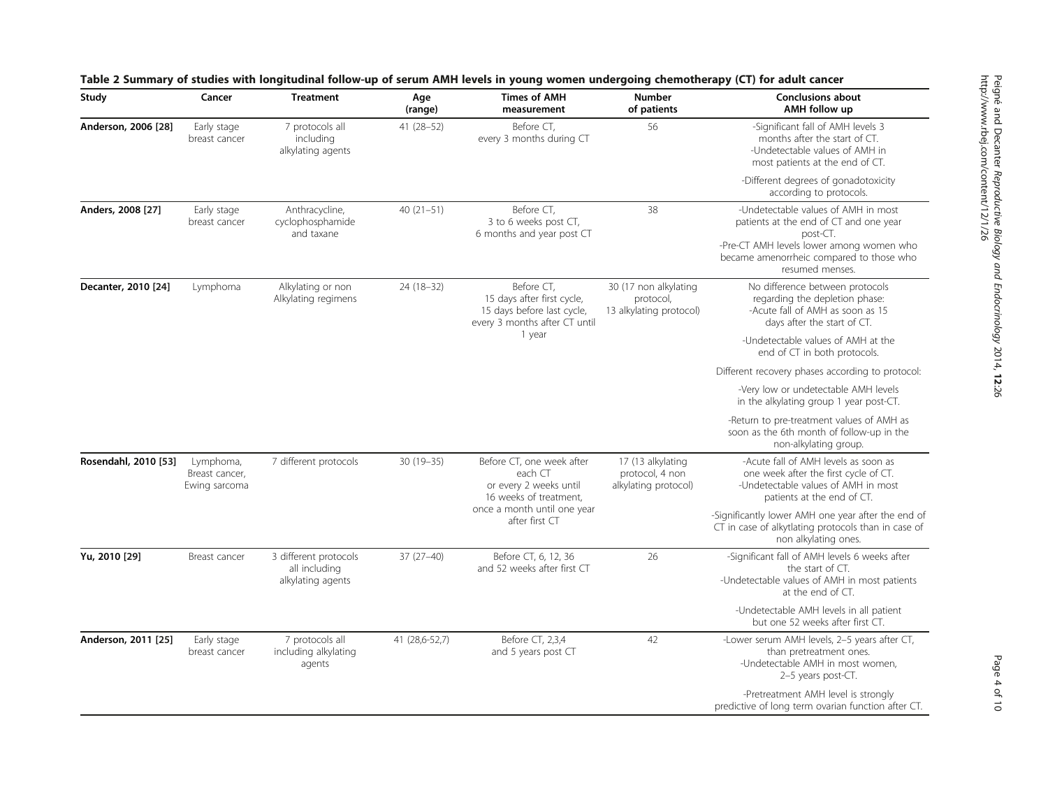**Table 2 Summary of studies with longitudinal follow-up of serum AMH levels in young women undergoing chemotherapy (CT) for adult cancer**

| Study | Cancer | Treatment | Age (range) | Times of AMH measurement | Number of patients | Conclusions about AMH follow up |
|---|---|---|---|---|---|---|
| **Anderson, 2006 [28]** | Early stage breast cancer | 7 protocols all including alkylating agents | 41 (28–52) | Before CT, every 3 months during CT | 56 | -Significant fall of AMH levels 3 months after the start of CT. -Undetectable values of AMH in most patients at the end of CT. |
| | | | | | | -Different degrees of gonadotoxicity according to protocols. |
| **Anders, 2008 [27]** | Early stage breast cancer | Anthracycline, cyclophosphamide and taxane | 40 (21–51) | Before CT, 3 to 6 weeks post CT, 6 months and year post CT | 38 | -Undetectable values of AMH in most patients at the end of CT and one year post-CT. -Pre-CT AMH levels lower among women who became amenorrheic compared to those who resumed menses. |
| **Decanter, 2010 [24]** | Lymphoma | Alkylating or non Alkylating regimens | 24 (18–32) | Before CT, 15 days after first cycle, 15 days before last cycle, every 3 months after CT until 1 year | 30 (17 non alkylating protocol, 13 alkylating protocol) | No difference between protocols regarding the depletion phase: -Acute fall of AMH as soon as 15 days after the start of CT. |
| | | | | | | -Undetectable values of AMH at the end of CT in both protocols. |
| | | | | | | Different recovery phases according to protocol: |
| | | | | | | -Very low or undetectable AMH levels in the alkylating group 1 year post-CT. |
| | | | | | | -Return to pre-treatment values of AMH as soon as the 6th month of follow-up in the non-alkylating group. |
| **Rosendahl, 2010 [53]** | Lymphoma, Breast cancer, Ewing sarcoma | 7 different protocols | 30 (19–35) | Before CT, one week after each CT or every 2 weeks until 16 weeks of treatment, once a month until one year after first CT | 17 (13 alkylating protocol, 4 non alkylating protocol) | -Acute fall of AMH levels as soon as one week after the first cycle of CT. -Undetectable values of AMH in most patients at the end of CT. |
| | | | | | | -Significantly lower AMH one year after the end of CT in case of alkytlating protocols than in case of non alkylating ones. |
| **Yu, 2010 [29]** | Breast cancer | 3 different protocols all including alkylating agents | 37 (27–40) | Before CT, 6, 12, 36 and 52 weeks after first CT | 26 | -Significant fall of AMH levels 6 weeks after the start of CT. -Undetectable values of AMH in most patients at the end of CT. |
| | | | | | | -Undetectable AMH levels in all patient but one 52 weeks after first CT. |
| **Anderson, 2011 [25]** | Early stage breast cancer | 7 protocols all including alkylating agents | 41 (28,6-52,7) | Before CT, 2,3,4 and 5 years post CT | 42 | -Lower serum AMH levels, 2–5 years after CT, than pretreatment ones. -Undetectable AMH in most women, 2–5 years post-CT. |
| | | | | | | -Pretreatment AMH level is strongly predictive of long term ovarian function after CT. |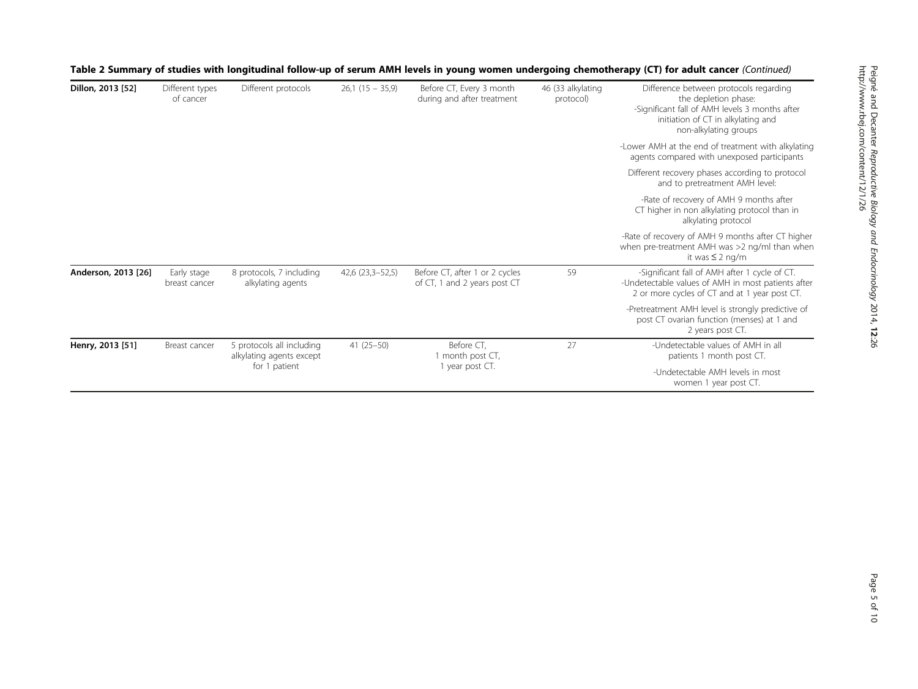**Table 2 Summary of studies with longitudinal follow-up of serum AMH levels in young women undergoing chemotherapy (CT) for adult cancer** *(Continued)*

| | | | | | | |
|---|---|---|---|---|---|---|
| **Dillon, 2013 [52]** | Different types of cancer | Different protocols | 26,1 (15 – 35,9) | Before CT, Every 3 month during and after treatment | 46 (33 alkylating protocol) | Difference between protocols regarding the depletion phase: -Significant fall of AMH levels 3 months after initiation of CT in alkylating and non-alkylating groups |
| | | | | | | -Lower AMH at the end of treatment with alkylating agents compared with unexposed participants |
| | | | | | | Different recovery phases according to protocol and to pretreatment AMH level: |
| | | | | | | -Rate of recovery of AMH 9 months after CT higher in non alkylating protocol than in alkylating protocol |
| | | | | | | -Rate of recovery of AMH 9 months after CT higher when pre-treatment AMH was >2 ng/ml than when it was ≤ 2 ng/m |
| **Anderson, 2013 [26]** | Early stage breast cancer | 8 protocols, 7 including alkylating agents | 42,6 (23,3–52,5) | Before CT, after 1 or 2 cycles of CT, 1 and 2 years post CT | 59 | -Significant fall of AMH after 1 cycle of CT. -Undetectable values of AMH in most patients after 2 or more cycles of CT and at 1 year post CT. |
| | | | | | | -Pretreatment AMH level is strongly predictive of post CT ovarian function (menses) at 1 and 2 years post CT. |
| **Henry, 2013 [51]** | Breast cancer | 5 protocols all including alkylating agents except for 1 patient | 41 (25–50) | Before CT, 1 month post CT, 1 year post CT. | 27 | -Undetectable values of AMH in all patients 1 month post CT. |
| | | | | | | -Undetectable AMH levels in most women 1 year post CT. |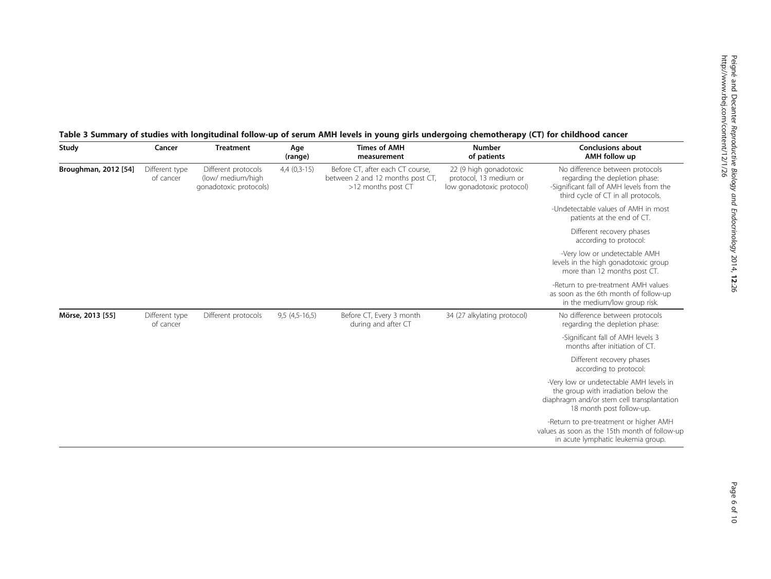**Table 3 Summary of studies with longitudinal follow-up of serum AMH levels in young girls undergoing chemotherapy (CT) for childhood cancer**

| Study | Cancer | Treatment | Age (range) | Times of AMH measurement | Number of patients | Conclusions about AMH follow up |
|---|---|---|---|---|---|---|
| **Broughman, 2012 [54]** | Different type of cancer | Different protocols (low/ medium/high gonadotoxic protocols) | 4,4 (0,3-15) | Before CT, after each CT course, between 2 and 12 months post CT, >12 months post CT | 22 (9 high gonadotoxic protocol, 13 medium or low gonadotoxic protocol) | No difference between protocols regarding the depletion phase: -Significant fall of AMH levels from the third cycle of CT in all protocols. |
| | | | | | | -Undetectable values of AMH in most patients at the end of CT. |
| | | | | | | Different recovery phases according to protocol: |
| | | | | | | -Very low or undetectable AMH levels in the high gonadotoxic group more than 12 months post CT. |
| | | | | | | -Return to pre-treatment AMH values as soon as the 6th month of follow-up in the medium/low group risk. |
| **Mörse, 2013 [55]** | Different type of cancer | Different protocols | 9,5 (4,5-16,5) | Before CT, Every 3 month during and after CT | 34 (27 alkylating protocol) | No difference between protocols regarding the depletion phase: |
| | | | | | | -Significant fall of AMH levels 3 months after initiation of CT. |
| | | | | | | Different recovery phases according to protocol: |
| | | | | | | -Very low or undetectable AMH levels in the group with irradiation below the diaphragm and/or stem cell transplantation 18 month post follow-up. |
| | | | | | | -Return to pre-treatment or higher AMH values as soon as the 15th month of follow-up in acute lymphatic leukemia group. |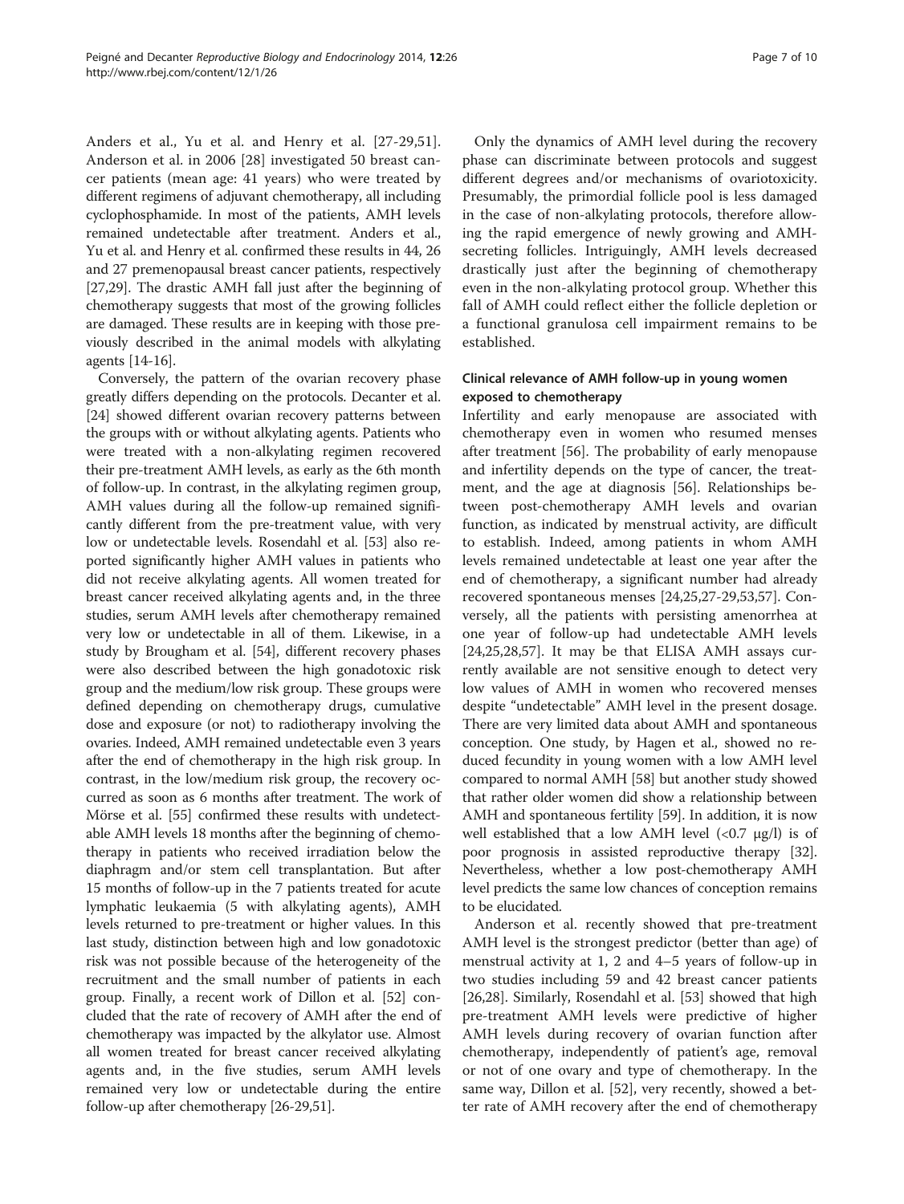Anders et al., Yu et al. and Henry et al. [27-29,51]. Anderson et al. in 2006 [28] investigated 50 breast cancer patients (mean age: 41 years) who were treated by different regimens of adjuvant chemotherapy, all including cyclophosphamide. In most of the patients, AMH levels remained undetectable after treatment. Anders et al., Yu et al. and Henry et al. confirmed these results in 44, 26 and 27 premenopausal breast cancer patients, respectively [27,29]. The drastic AMH fall just after the beginning of chemotherapy suggests that most of the growing follicles are damaged. These results are in keeping with those previously described in the animal models with alkylating agents [14-16].

Conversely, the pattern of the ovarian recovery phase greatly differs depending on the protocols. Decanter et al. [24] showed different ovarian recovery patterns between the groups with or without alkylating agents. Patients who were treated with a non-alkylating regimen recovered their pre-treatment AMH levels, as early as the 6th month of follow-up. In contrast, in the alkylating regimen group, AMH values during all the follow-up remained significantly different from the pre-treatment value, with very low or undetectable levels. Rosendahl et al. [53] also reported significantly higher AMH values in patients who did not receive alkylating agents. All women treated for breast cancer received alkylating agents and, in the three studies, serum AMH levels after chemotherapy remained very low or undetectable in all of them. Likewise, in a study by Brougham et al. [54], different recovery phases were also described between the high gonadotoxic risk group and the medium/low risk group. These groups were defined depending on chemotherapy drugs, cumulative dose and exposure (or not) to radiotherapy involving the ovaries. Indeed, AMH remained undetectable even 3 years after the end of chemotherapy in the high risk group. In contrast, in the low/medium risk group, the recovery occurred as soon as 6 months after treatment. The work of Mörse et al. [55] confirmed these results with undetectable AMH levels 18 months after the beginning of chemotherapy in patients who received irradiation below the diaphragm and/or stem cell transplantation. But after 15 months of follow-up in the 7 patients treated for acute lymphatic leukaemia (5 with alkylating agents), AMH levels returned to pre-treatment or higher values. In this last study, distinction between high and low gonadotoxic risk was not possible because of the heterogeneity of the recruitment and the small number of patients in each group. Finally, a recent work of Dillon et al. [52] concluded that the rate of recovery of AMH after the end of chemotherapy was impacted by the alkylator use. Almost all women treated for breast cancer received alkylating agents and, in the five studies, serum AMH levels remained very low or undetectable during the entire follow-up after chemotherapy [26-29,51].

Only the dynamics of AMH level during the recovery phase can discriminate between protocols and suggest different degrees and/or mechanisms of ovariotoxicity. Presumably, the primordial follicle pool is less damaged in the case of non-alkylating protocols, therefore allowing the rapid emergence of newly growing and AMH-secreting follicles. Intriguingly, AMH levels decreased drastically just after the beginning of chemotherapy even in the non-alkylating protocol group. Whether this fall of AMH could reflect either the follicle depletion or a functional granulosa cell impairment remains to be established.

### Clinical relevance of AMH follow-up in young women exposed to chemotherapy

Infertility and early menopause are associated with chemotherapy even in women who resumed menses after treatment [56]. The probability of early menopause and infertility depends on the type of cancer, the treatment, and the age at diagnosis [56]. Relationships between post-chemotherapy AMH levels and ovarian function, as indicated by menstrual activity, are difficult to establish. Indeed, among patients in whom AMH levels remained undetectable at least one year after the end of chemotherapy, a significant number had already recovered spontaneous menses [24,25,27-29,53,57]. Conversely, all the patients with persisting amenorrhea at one year of follow-up had undetectable AMH levels [24,25,28,57]. It may be that ELISA AMH assays currently available are not sensitive enough to detect very low values of AMH in women who recovered menses despite "undetectable" AMH level in the present dosage. There are very limited data about AMH and spontaneous conception. One study, by Hagen et al., showed no reduced fecundity in young women with a low AMH level compared to normal AMH [58] but another study showed that rather older women did show a relationship between AMH and spontaneous fertility [59]. In addition, it is now well established that a low AMH level (<0.7 μg/l) is of poor prognosis in assisted reproductive therapy [32]. Nevertheless, whether a low post-chemotherapy AMH level predicts the same low chances of conception remains to be elucidated.

Anderson et al. recently showed that pre-treatment AMH level is the strongest predictor (better than age) of menstrual activity at 1, 2 and 4–5 years of follow-up in two studies including 59 and 42 breast cancer patients [26,28]. Similarly, Rosendahl et al. [53] showed that high pre-treatment AMH levels were predictive of higher AMH levels during recovery of ovarian function after chemotherapy, independently of patient's age, removal or not of one ovary and type of chemotherapy. In the same way, Dillon et al. [52], very recently, showed a better rate of AMH recovery after the end of chemotherapy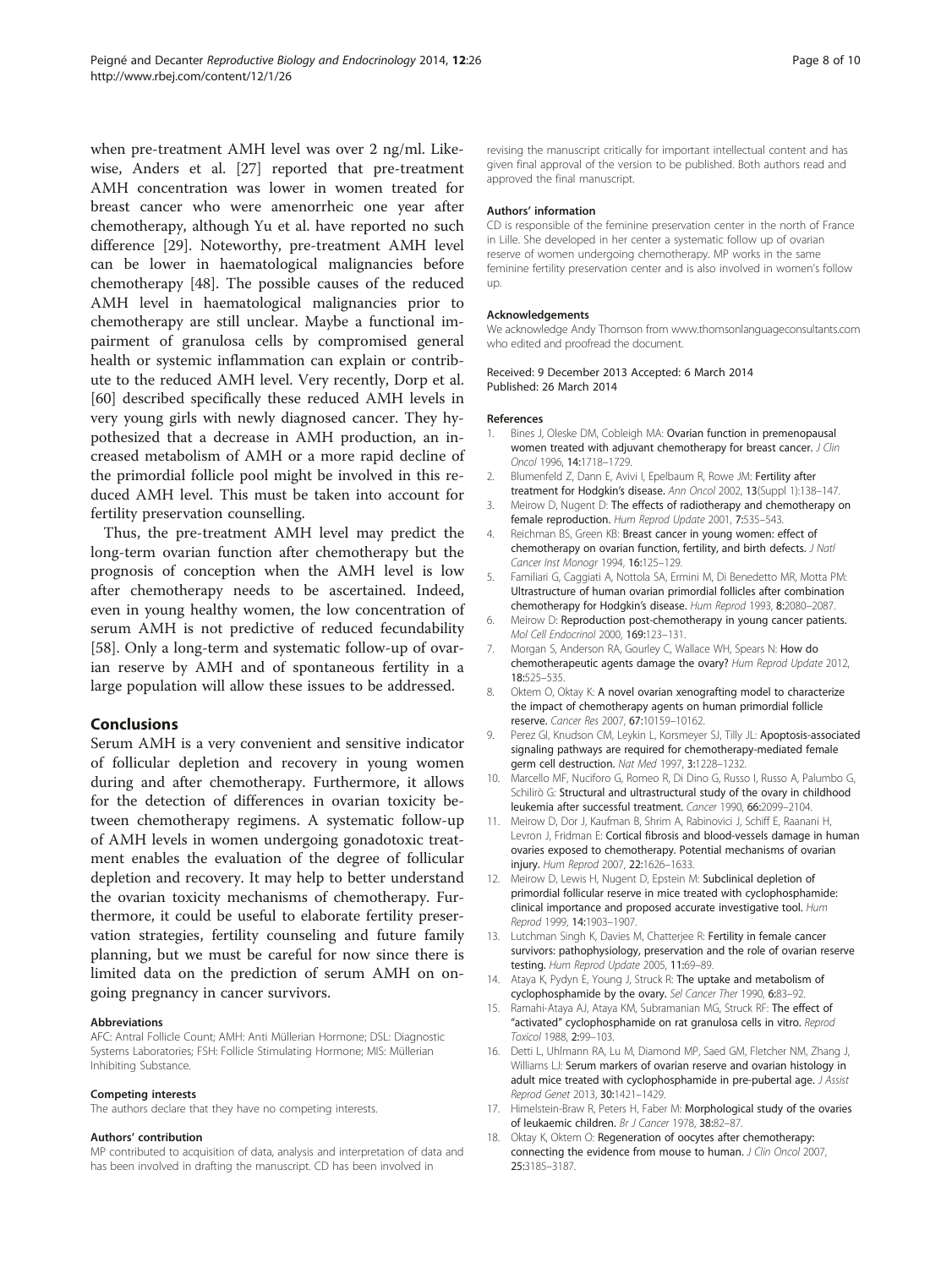when pre-treatment AMH level was over 2 ng/ml. Likewise, Anders et al. [27] reported that pre-treatment AMH concentration was lower in women treated for breast cancer who were amenorrheic one year after chemotherapy, although Yu et al. have reported no such difference [29]. Noteworthy, pre-treatment AMH level can be lower in haematological malignancies before chemotherapy [48]. The possible causes of the reduced AMH level in haematological malignancies prior to chemotherapy are still unclear. Maybe a functional impairment of granulosa cells by compromised general health or systemic inflammation can explain or contribute to the reduced AMH level. Very recently, Dorp et al. [60] described specifically these reduced AMH levels in very young girls with newly diagnosed cancer. They hypothesized that a decrease in AMH production, an increased metabolism of AMH or a more rapid decline of the primordial follicle pool might be involved in this reduced AMH level. This must be taken into account for fertility preservation counselling.

Thus, the pre-treatment AMH level may predict the long-term ovarian function after chemotherapy but the prognosis of conception when the AMH level is low after chemotherapy needs to be ascertained. Indeed, even in young healthy women, the low concentration of serum AMH is not predictive of reduced fecundability [58]. Only a long-term and systematic follow-up of ovarian reserve by AMH and of spontaneous fertility in a large population will allow these issues to be addressed.

## Conclusions

Serum AMH is a very convenient and sensitive indicator of follicular depletion and recovery in young women during and after chemotherapy. Furthermore, it allows for the detection of differences in ovarian toxicity between chemotherapy regimens. A systematic follow-up of AMH levels in women undergoing gonadotoxic treatment enables the evaluation of the degree of follicular depletion and recovery. It may help to better understand the ovarian toxicity mechanisms of chemotherapy. Furthermore, it could be useful to elaborate fertility preservation strategies, fertility counseling and future family planning, but we must be careful for now since there is limited data on the prediction of serum AMH on ongoing pregnancy in cancer survivors.

#### Abbreviations

AFC: Antral Follicle Count; AMH: Anti Müllerian Hormone; DSL: Diagnostic Systems Laboratories; FSH: Follicle Stimulating Hormone; MIS: Müllerian Inhibiting Substance.

#### Competing interests

The authors declare that they have no competing interests.

#### Authors' contribution

MP contributed to acquisition of data, analysis and interpretation of data and has been involved in drafting the manuscript. CD has been involved in revising the manuscript critically for important intellectual content and has given final approval of the version to be published. Both authors read and approved the final manuscript.

#### Authors' information

CD is responsible of the feminine preservation center in the north of France in Lille. She developed in her center a systematic follow up of ovarian reserve of women undergoing chemotherapy. MP works in the same feminine fertility preservation center and is also involved in women's follow up.

#### Acknowledgements

We acknowledge Andy Thomson from www.thomsonlanguageconsultants.com who edited and proofread the document.

Received: 9 December 2013 Accepted: 6 March 2014
Published: 26 March 2014

#### References

1. Bines J, Oleske DM, Cobleigh MA: **Ovarian function in premenopausal women treated with adjuvant chemotherapy for breast cancer.** *J Clin Oncol* 1996, **14**:1718–1729.
2. Blumenfeld Z, Dann E, Avivi I, Epelbaum R, Rowe JM: **Fertility after treatment for Hodgkin's disease.** *Ann Oncol* 2002, **13**(Suppl 1):138–147.
3. Meirow D, Nugent D: **The effects of radiotherapy and chemotherapy on female reproduction.** *Hum Reprod Update* 2001, **7**:535–543.
4. Reichman BS, Green KB: **Breast cancer in young women: effect of chemotherapy on ovarian function, fertility, and birth defects.** *J Natl Cancer Inst Monogr* 1994, **16**:125–129.
5. Familiari G, Caggiati A, Nottola SA, Ermini M, Di Benedetto MR, Motta PM: **Ultrastructure of human ovarian primordial follicles after combination chemotherapy for Hodgkin's disease.** *Hum Reprod* 1993, **8**:2080–2087.
6. Meirow D: **Reproduction post-chemotherapy in young cancer patients.** *Mol Cell Endocrinol* 2000, **169**:123–131.
7. Morgan S, Anderson RA, Gourley C, Wallace WH, Spears N: **How do chemotherapeutic agents damage the ovary?** *Hum Reprod Update* 2012, **18**:525–535.
8. Oktem O, Oktay K: **A novel ovarian xenografting model to characterize the impact of chemotherapy agents on human primordial follicle reserve.** *Cancer Res* 2007, **67**:10159–10162.
9. Perez GI, Knudson CM, Leykin L, Korsmeyer SJ, Tilly JL: **Apoptosis-associated signaling pathways are required for chemotherapy-mediated female germ cell destruction.** *Nat Med* 1997, **3**:1228–1232.
10. Marcello MF, Nuciforo G, Romeo R, Di Dino G, Russo I, Russo A, Palumbo G, Schilirò G: **Structural and ultrastructural study of the ovary in childhood leukemia after successful treatment.** *Cancer* 1990, **66**:2099–2104.
11. Meirow D, Dor J, Kaufman B, Shrim A, Rabinovici J, Schiff E, Raanani H, Levron J, Fridman E: **Cortical fibrosis and blood-vessels damage in human ovaries exposed to chemotherapy. Potential mechanisms of ovarian injury.** *Hum Reprod* 2007, **22**:1626–1633.
12. Meirow D, Lewis H, Nugent D, Epstein M: **Subclinical depletion of primordial follicular reserve in mice treated with cyclophosphamide: clinical importance and proposed accurate investigative tool.** *Hum Reprod* 1999, **14**:1903–1907.
13. Lutchman Singh K, Davies M, Chatterjee R: **Fertility in female cancer survivors: pathophysiology, preservation and the role of ovarian reserve testing.** *Hum Reprod Update* 2005, **11**:69–89.
14. Ataya K, Pydyn E, Young J, Struck R: **The uptake and metabolism of cyclophosphamide by the ovary.** *Sel Cancer Ther* 1990, **6**:83–92.
15. Ramahi-Ataya AJ, Ataya KM, Subramanian MG, Struck RF: **The effect of "activated" cyclophosphamide on rat granulosa cells in vitro.** *Reprod Toxicol* 1988, **2**:99–103.
16. Detti L, Uhlmann RA, Lu M, Diamond MP, Saed GM, Fletcher NM, Zhang J, Williams LJ: **Serum markers of ovarian reserve and ovarian histology in adult mice treated with cyclophosphamide in pre-pubertal age.** *J Assist Reprod Genet* 2013, **30**:1421–1429.
17. Himelstein-Braw R, Peters H, Faber M: **Morphological study of the ovaries of leukaemic children.** *Br J Cancer* 1978, **38**:82–87.
18. Oktay K, Oktem O: **Regeneration of oocytes after chemotherapy: connecting the evidence from mouse to human.** *J Clin Oncol* 2007, **25**:3185–3187.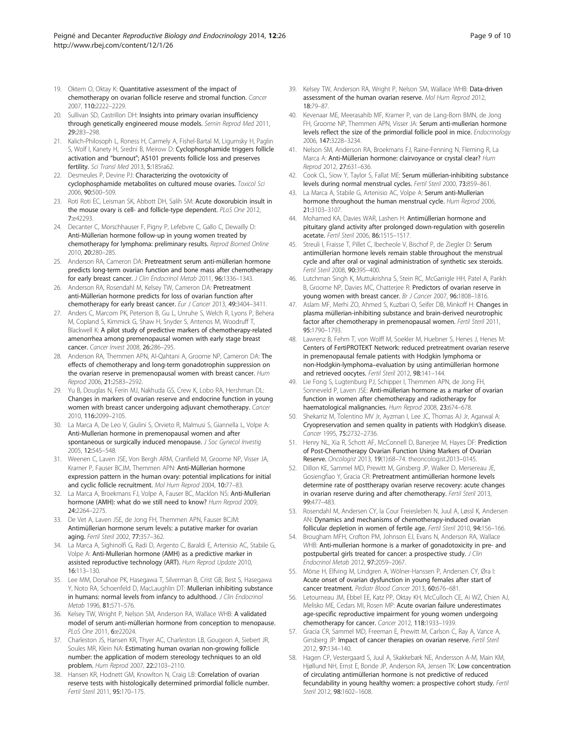19. Oktem O, Oktay K: **Quantitative assessment of the impact of chemotherapy on ovarian follicle reserve and stromal function.** *Cancer* 2007, **110:**2222–2229.
20. Sullivan SD, Castrillon DH: **Insights into primary ovarian insufficiency through genetically engineered mouse models.** *Semin Reprod Med* 2011, **29:**283–298.
21. Kalich-Philosoph L, Roness H, Carmely A, Fishel-Bartal M, Ligumsky H, Paglin S, Wolf I, Kanety H, Sredni B, Meirow D: **Cyclophosphamide triggers follicle activation and "burnout"; AS101 prevents follicle loss and preserves fertility.** *Sci Transl Med* 2013, **5:**185ra62.
22. Desmeules P, Devine PJ: **Characterizing the ovotoxicity of cyclophosphamide metabolites on cultured mouse ovaries.** *Toxicol Sci* 2006, **90:**500–509.
23. Roti Roti EC, Leisman SK, Abbott DH, Salih SM: **Acute doxorubicin insult in the mouse ovary is cell- and follicle-type dependent.** *PLoS One* 2012, **7:**e42293.
24. Decanter C, Morschhauser F, Pigny P, Lefebvre C, Gallo C, Dewailly D: **Anti-Müllerian hormone follow-up in young women treated by chemotherapy for lymphoma: preliminary results.** *Reprod Biomed Online* 2010, **20:**280–285.
25. Anderson RA, Cameron DA: **Pretreatment serum anti-müllerian hormone predicts long-term ovarian function and bone mass after chemotherapy for early breast cancer.** *J Clin Endocrinol Metab* 2011, **96:**1336–1343.
26. Anderson RA, Rosendahl M, Kelsey TW, Cameron DA: **Pretreatment anti-Müllerian hormone predicts for loss of ovarian function after chemotherapy for early breast cancer.** *Eur J Cancer* 2013, **49:**3404–3411.
27. Anders C, Marcom PK, Peterson B, Gu L, Unruhe S, Welch R, Lyons P, Behera M, Copland S, Kimmick G, Shaw H, Snyder S, Antenos M, Woodruff T, Blackwell K: **A pilot study of predictive markers of chemotherapy-related amenorrhea among premenopausal women with early stage breast cancer.** *Cancer Invest* 2008, **26:**286–295.
28. Anderson RA, Themmen APN, Al-Qahtani A, Groome NP, Cameron DA: **The effects of chemotherapy and long-term gonadotrophin suppression on the ovarian reserve in premenopausal women with breast cancer.** *Hum Reprod* 2006, **21:**2583–2592.
29. Yu B, Douglas N, Ferin MJ, Nakhuda GS, Crew K, Lobo RA, Hershman DL: **Changes in markers of ovarian reserve and endocrine function in young women with breast cancer undergoing adjuvant chemotherapy.** *Cancer* 2010, **116:**2099–2105.
30. La Marca A, De Leo V, Giulini S, Orvieto R, Malmusi S, Giannella L, Volpe A: **Anti-Mullerian hormone in premenopausal women and after spontaneous or surgically induced menopause.** *J Soc Gynecol Investig* 2005, **12:**545–548.
31. Weenen C, Laven JSE, Von Bergh ARM, Cranfield M, Groome NP, Visser JA, Kramer P, Fauser BCJM, Themmen APN: **Anti-Müllerian hormone expression pattern in the human ovary: potential implications for initial and cyclic follicle recruitment.** *Mol Hum Reprod* 2004, **10:**77–83.
32. La Marca A, Broekmans FJ, Volpe A, Fauser BC, Macklon NS: **Anti-Mullerian hormone (AMH): what do we still need to know?** *Hum Reprod* 2009, **24:**2264–2275.
33. De Vet A, Laven JSE, de Jong FH, Themmen APN, Fauser BCJM: **Antimüllerian hormone serum levels: a putative marker for ovarian aging.** *Fertil Steril* 2002, **77:**357–362.
34. La Marca A, Sighinolfi G, Radi D, Argento C, Baraldi E, Artenisio AC, Stabile G, Volpe A: **Anti-Mullerian hormone (AMH) as a predictive marker in assisted reproductive technology (ART).** *Hum Reprod Update* 2010, **16:**113–130.
35. Lee MM, Donahoe PK, Hasegawa T, Silverman B, Crist GB, Best S, Hasegawa Y, Noto RA, Schoenfeld D, MacLaughlin DT: **Mullerian inhibiting substance in humans: normal levels from infancy to adulthood.** *J Clin Endocrinol Metab* 1996, **81:**571–576.
36. Kelsey TW, Wright P, Nelson SM, Anderson RA, Wallace WHB: **A validated model of serum anti-müllerian hormone from conception to menopause.** *PLoS One* 2011, **6:**e22024.
37. Charleston JS, Hansen KR, Thyer AC, Charleston LB, Gougeon A, Siebert JR, Soules MR, Klein NA: **Estimating human ovarian non-growing follicle number: the application of modern stereology techniques to an old problem.** *Hum Reprod* 2007, **22:**2103–2110.
38. Hansen KR, Hodnett GM, Knowlton N, Craig LB: **Correlation of ovarian reserve tests with histologically determined primordial follicle number.** *Fertil Steril* 2011, **95:**170–175.
39. Kelsey TW, Anderson RA, Wright P, Nelson SM, Wallace WHB: **Data-driven assessment of the human ovarian reserve.** *Mol Hum Reprod* 2012, **18:**79–87.
40. Kevenaar ME, Meerasahib MF, Kramer P, van de Lang-Born BMN, de Jong FH, Groome NP, Themmen APN, Visser JA: **Serum anti-mullerian hormone levels reflect the size of the primordial follicle pool in mice.** *Endocrinology* 2006, **147:**3228–3234.
41. Nelson SM, Anderson RA, Broekmans FJ, Raine-Fenning N, Fleming R, La Marca A: **Anti-Müllerian hormone: clairvoyance or crystal clear?** *Hum Reprod* 2012, **27:**631–636.
42. Cook CL, Siow Y, Taylor S, Fallat ME: **Serum müllerian-inhibiting substance levels during normal menstrual cycles.** *Fertil Steril* 2000, **73:**859–861.
43. La Marca A, Stabile G, Artenisio AC, Volpe A: **Serum anti-Mullerian hormone throughout the human menstrual cycle.** *Hum Reprod* 2006, **21:**3103–3107.
44. Mohamed KA, Davies WAR, Lashen H: **Antimüllerian hormone and pituitary gland activity after prolonged down-regulation with goserelin acetate.** *Fertil Steril* 2006, **86:**1515–1517.
45. Streuli I, Fraisse T, Pillet C, Ibecheole V, Bischof P, de Ziegler D: **Serum antimüllerian hormone levels remain stable throughout the menstrual cycle and after oral or vaginal administration of synthetic sex steroids.** *Fertil Steril* 2008, **90:**395–400.
46. Lutchman Singh K, Muttukrishna S, Stein RC, McGarrigle HH, Patel A, Parikh B, Groome NP, Davies MC, Chatterjee R: **Predictors of ovarian reserve in young women with breast cancer.** *Br J Cancer* 2007, **96:**1808–1816.
47. Aslam MF, Merhi ZO, Ahmed S, Kuzbari O, Seifer DB, Minkoff H: **Changes in plasma müllerian-inhibiting substance and brain-derived neurotrophic factor after chemotherapy in premenopausal women.** *Fertil Steril* 2011, **95:**1790–1793.
48. Lawrenz B, Fehm T, von Wolff M, Soekler M, Huebner S, Henes J, Henes M: **Centers of FertiPROTEKT Network: reduced pretreatment ovarian reserve in premenopausal female patients with Hodgkin lymphoma or non-Hodgkin-lymphoma–evaluation by using antimüllerian hormone and retrieved oocytes.** *Fertil Steril* 2012, **98:**141–144.
49. Lie Fong S, Lugtenburg PJ, Schipper I, Themmen APN, de Jong FH, Sonneveld P, Laven JSE: **Anti-müllerian hormone as a marker of ovarian function in women after chemotherapy and radiotherapy for haematological malignancies.** *Hum Reprod* 2008, **23:**674–678.
50. Shekarriz M, Tolentino MV Jr, Ayzman I, Lee JC, Thomas AJ Jr, Agarwal A: **Cryopreservation and semen quality in patients with Hodgkin's disease.** *Cancer* 1995, **75:**2732–2736.
51. Henry NL, Xia R, Schott AF, McConnell D, Banerjee M, Hayes DF: **Prediction of Post-Chemotherapy Ovarian Function Using Markers of Ovarian Reserve.** *Oncologist* 2013, **19**(1):68–74. theoncologist.2013–0145.
52. Dillon KE, Sammel MD, Prewitt M, Ginsberg JP, Walker D, Mersereau JE, Gosiengfiao Y, Gracia CR: **Pretreatment antimüllerian hormone levels determine rate of posttherapy ovarian reserve recovery: acute changes in ovarian reserve during and after chemotherapy.** *Fertil Steril* 2013, **99:**477–483.
53. Rosendahl M, Andersen CY, la Cour Freiesleben N, Juul A, Løssl K, Andersen AN: **Dynamics and mechanisms of chemotherapy-induced ovarian follicular depletion in women of fertile age.** *Fertil Steril* 2010, **94:**156–166.
54. Brougham MFH, Crofton PM, Johnson EJ, Evans N, Anderson RA, Wallace WHB: **Anti-mullerian hormone is a marker of gonadotoxicity in pre- and postpubertal girls treated for cancer: a prospective study.** *J Clin Endocrinol Metab* 2012, **97:**2059–2067.
55. Mörse H, Elfving M, Lindgren A, Wölner-Hanssen P, Andersen CY, Øra I: **Acute onset of ovarian dysfunction in young females after start of cancer treatment.** *Pediatr Blood Cancer* 2013, **60:**676–681.
56. Letourneau JM, Ebbel EE, Katz PP, Oktay KH, McCulloch CE, Ai WZ, Chien AJ, Melisko ME, Cedars MI, Rosen MP: **Acute ovarian failure underestimates age-specific reproductive impairment for young women undergoing chemotherapy for cancer.** *Cancer* 2012, **118:**1933–1939.
57. Gracia CR, Sammel MD, Freeman E, Prewitt M, Carlson C, Ray A, Vance A, Ginsberg JP: **Impact of cancer therapies on ovarian reserve.** *Fertil Steril* 2012, **97:**134–140.
58. Hagen CP, Vestergaard S, Juul A, Skakkebæk NE, Andersson A-M, Main KM, Hjøllund NH, Ernst E, Bonde JP, Anderson RA, Jensen TK: **Low concentration of circulating antimüllerian hormone is not predictive of reduced fecundability in young healthy women: a prospective cohort study.** *Fertil Steril* 2012, **98:**1602–1608.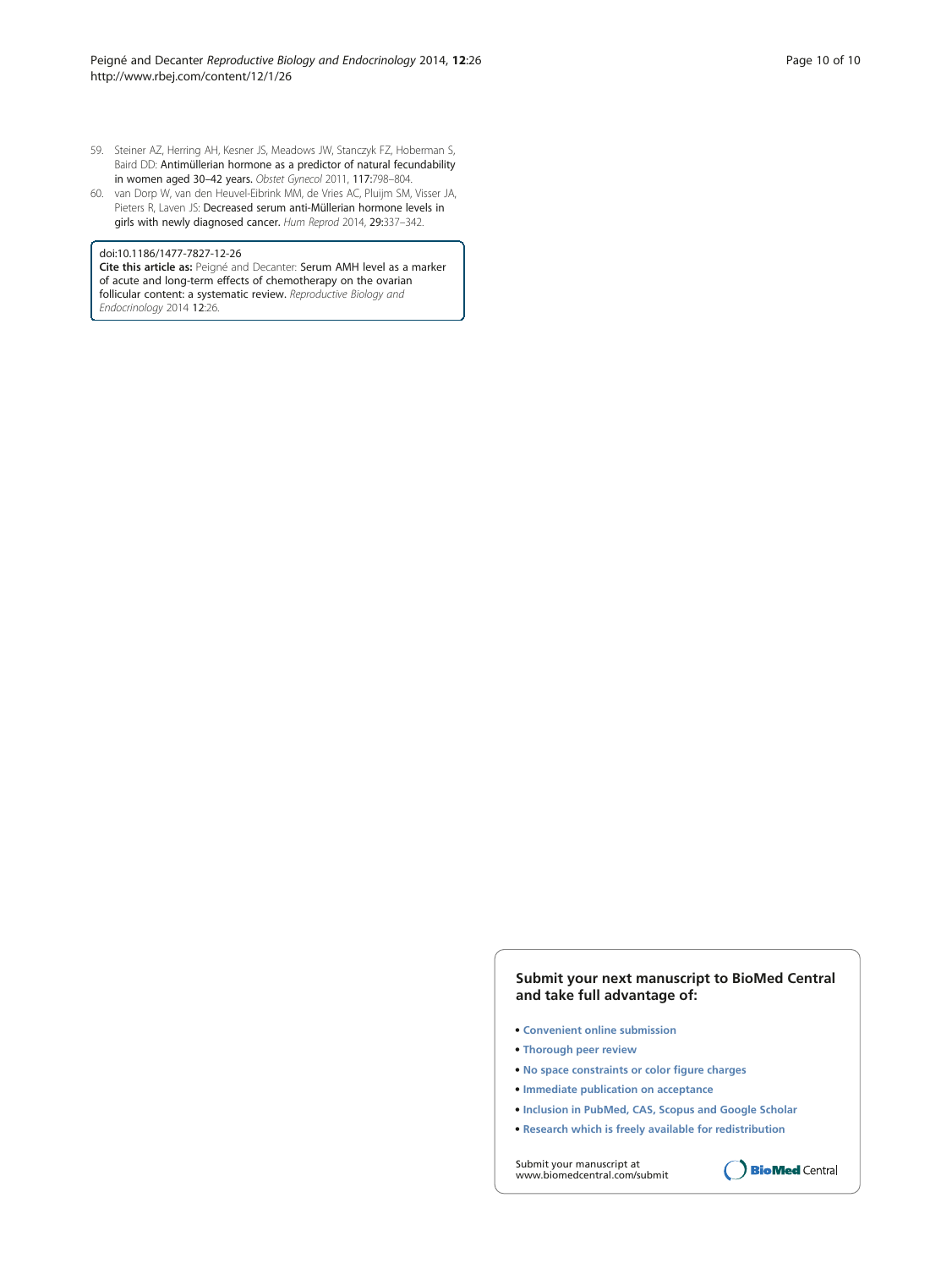59. Steiner AZ, Herring AH, Kesner JS, Meadows JW, Stanczyk FZ, Hoberman S, Baird DD: **Antimüllerian hormone as a predictor of natural fecundability in women aged 30–42 years.** *Obstet Gynecol* 2011, **117:**798–804.
60. van Dorp W, van den Heuvel-Eibrink MM, de Vries AC, Pluijm SM, Visser JA, Pieters R, Laven JS: **Decreased serum anti-Müllerian hormone levels in girls with newly diagnosed cancer.** *Hum Reprod* 2014, **29:**337–342.

doi:10.1186/1477-7827-12-26
**Cite this article as:** Peigné and Decanter: **Serum AMH level as a marker of acute and long-term effects of chemotherapy on the ovarian follicular content: a systematic review.** *Reproductive Biology and Endocrinology* 2014 **12**:26.

**Submit your next manuscript to BioMed Central and take full advantage of:**

- **Convenient online submission**
- **Thorough peer review**
- **No space constraints or color figure charges**
- **Immediate publication on acceptance**
- **Inclusion in PubMed, CAS, Scopus and Google Scholar**
- **Research which is freely available for redistribution**

Submit your manuscript at
www.biomedcentral.com/submit

BioMed Central